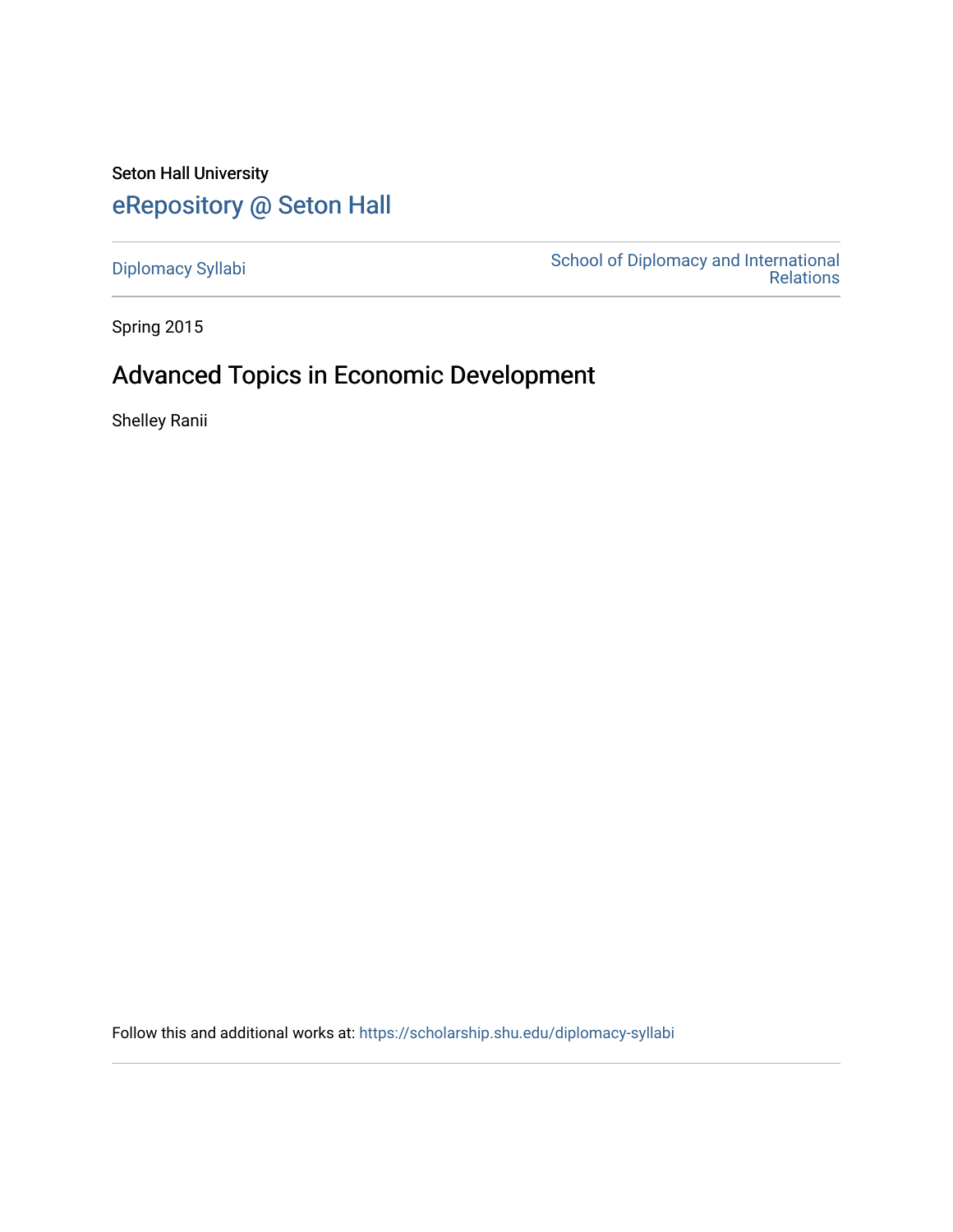Seton Hall University

# eRepository @ Seton Hall

Diplomacy Syllabi

School of Diplomacy and International Relations

Spring 2015

## Advanced Topics in Economic Development

Shelley Ranii

Follow this and additional works at: https://scholarship.shu.edu/diplomacy-syllabi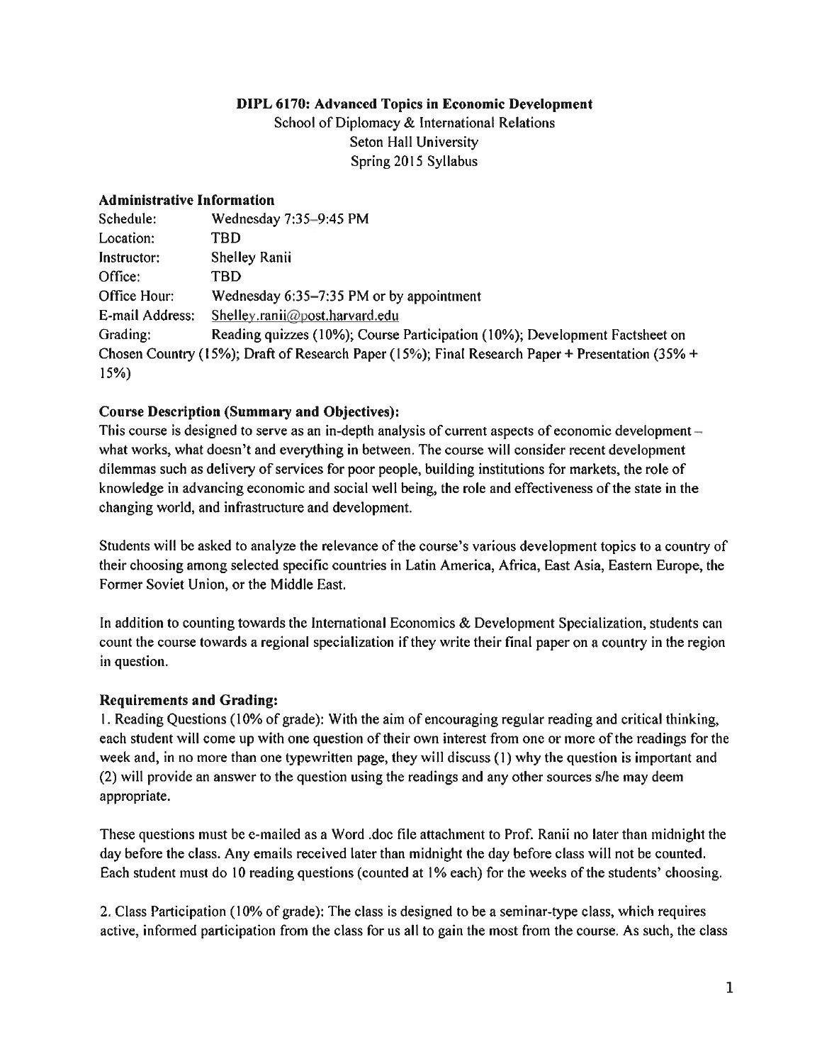**DIPL 6170: Advanced Topics in Economic Development**
School of Diplomacy & International Relations
Seton Hall University
Spring 2015 Syllabus

### Administrative Information

Schedule: Wednesday 7:35–9:45 PM
Location: TBD
Instructor: Shelley Ranii
Office: TBD
Office Hour: Wednesday 6:35–7:35 PM or by appointment
E-mail Address: Shelley.ranii@post.harvard.edu
Grading: Reading quizzes (10%); Course Participation (10%); Development Factsheet on Chosen Country (15%); Draft of Research Paper (15%); Final Research Paper + Presentation (35% + 15%)

### Course Description (Summary and Objectives):

This course is designed to serve as an in-depth analysis of current aspects of economic development – what works, what doesn't and everything in between. The course will consider recent development dilemmas such as delivery of services for poor people, building institutions for markets, the role of knowledge in advancing economic and social well being, the role and effectiveness of the state in the changing world, and infrastructure and development.

Students will be asked to analyze the relevance of the course's various development topics to a country of their choosing among selected specific countries in Latin America, Africa, East Asia, Eastern Europe, the Former Soviet Union, or the Middle East.

In addition to counting towards the International Economics & Development Specialization, students can count the course towards a regional specialization if they write their final paper on a country in the region in question.

### Requirements and Grading:

1. Reading Questions (10% of grade): With the aim of encouraging regular reading and critical thinking, each student will come up with one question of their own interest from one or more of the readings for the week and, in no more than one typewritten page, they will discuss (1) why the question is important and (2) will provide an answer to the question using the readings and any other sources s/he may deem appropriate.

These questions must be e-mailed as a Word .doc file attachment to Prof. Ranii no later than midnight the day before the class. Any emails received later than midnight the day before class will not be counted. Each student must do 10 reading questions (counted at 1% each) for the weeks of the students' choosing.

2. Class Participation (10% of grade): The class is designed to be a seminar-type class, which requires active, informed participation from the class for us all to gain the most from the course. As such, the class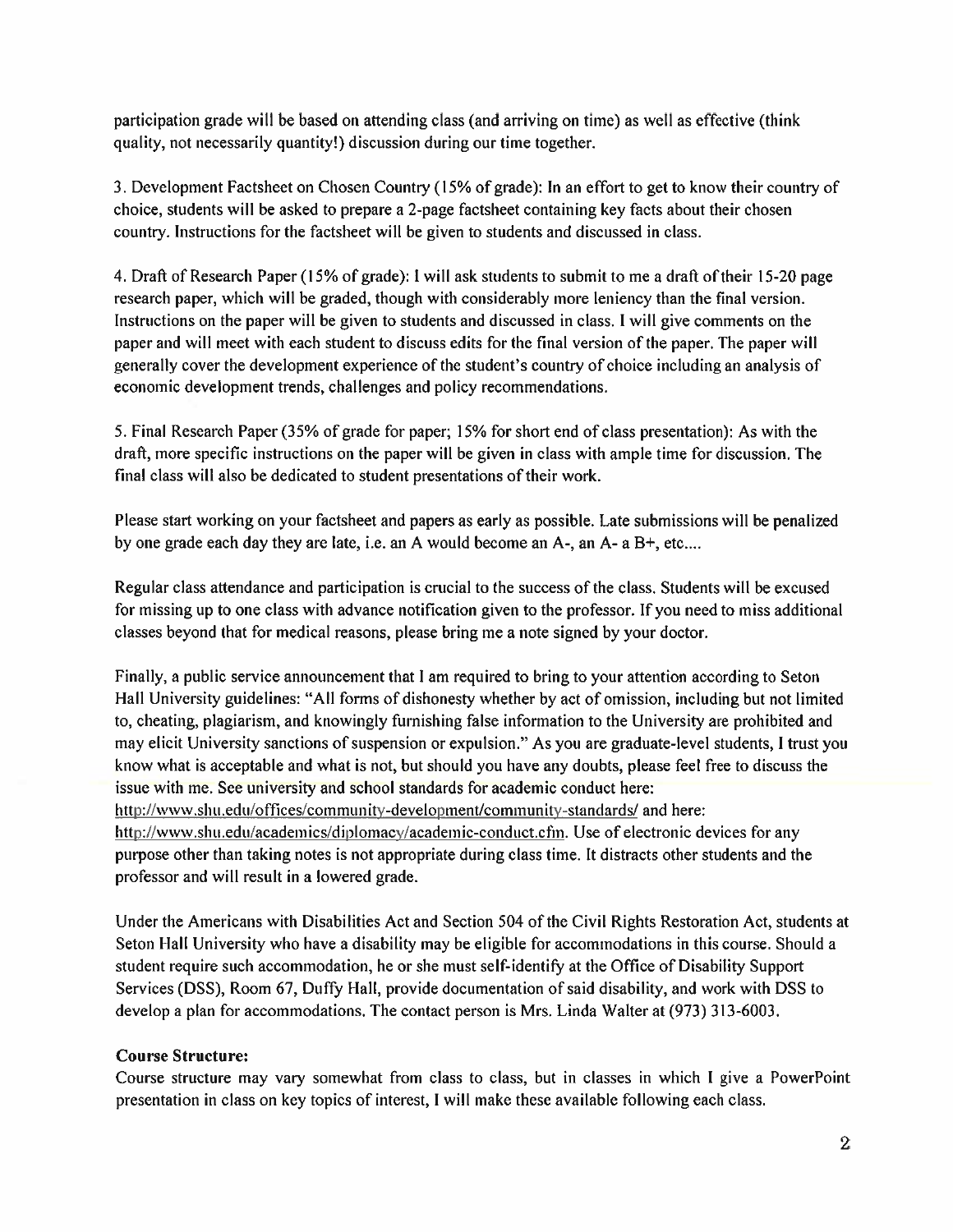participation grade will be based on attending class (and arriving on time) as well as effective (think quality, not necessarily quantity!) discussion during our time together.

3. Development Factsheet on Chosen Country (15% of grade): In an effort to get to know their country of choice, students will be asked to prepare a 2-page factsheet containing key facts about their chosen country. Instructions for the factsheet will be given to students and discussed in class.

4. Draft of Research Paper (15% of grade): I will ask students to submit to me a draft of their 15-20 page research paper, which will be graded, though with considerably more leniency than the final version. Instructions on the paper will be given to students and discussed in class. I will give comments on the paper and will meet with each student to discuss edits for the final version of the paper. The paper will generally cover the development experience of the student's country of choice including an analysis of economic development trends, challenges and policy recommendations.

5. Final Research Paper (35% of grade for paper; 15% for short end of class presentation): As with the draft, more specific instructions on the paper will be given in class with ample time for discussion. The final class will also be dedicated to student presentations of their work.

Please start working on your factsheet and papers as early as possible. Late submissions will be penalized by one grade each day they are late, i.e. an A would become an A-, an A- a B+, etc....

Regular class attendance and participation is crucial to the success of the class. Students will be excused for missing up to one class with advance notification given to the professor. If you need to miss additional classes beyond that for medical reasons, please bring me a note signed by your doctor.

Finally, a public service announcement that I am required to bring to your attention according to Seton Hall University guidelines: "All forms of dishonesty whether by act of omission, including but not limited to, cheating, plagiarism, and knowingly furnishing false information to the University are prohibited and may elicit University sanctions of suspension or expulsion." As you are graduate-level students, I trust you know what is acceptable and what is not, but should you have any doubts, please feel free to discuss the issue with me. See university and school standards for academic conduct here: http://www.shu.edu/offices/community-development/community-standards/ and here: http://www.shu.edu/academics/diplomacy/academic-conduct.cfm. Use of electronic devices for any purpose other than taking notes is not appropriate during class time. It distracts other students and the professor and will result in a lowered grade.

Under the Americans with Disabilities Act and Section 504 of the Civil Rights Restoration Act, students at Seton Hall University who have a disability may be eligible for accommodations in this course. Should a student require such accommodation, he or she must self-identify at the Office of Disability Support Services (DSS), Room 67, Duffy Hall, provide documentation of said disability, and work with DSS to develop a plan for accommodations. The contact person is Mrs. Linda Walter at (973) 313-6003.

**Course Structure:**
Course structure may vary somewhat from class to class, but in classes in which I give a PowerPoint presentation in class on key topics of interest, I will make these available following each class.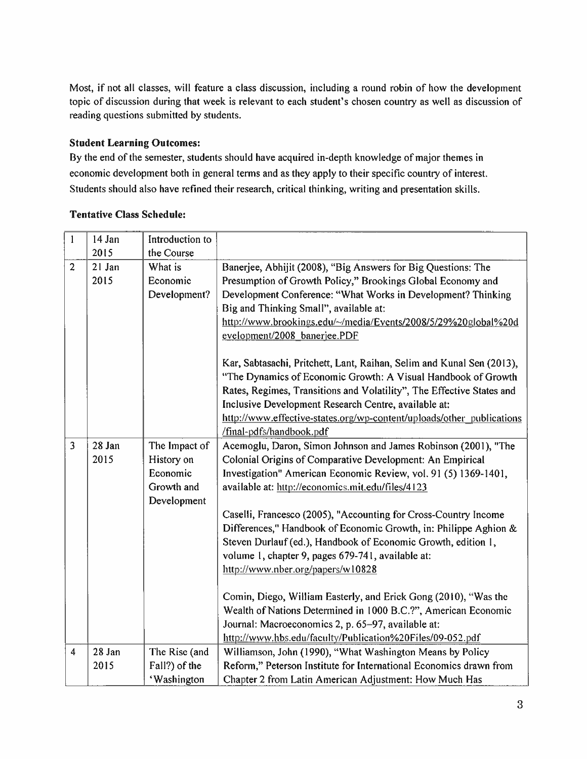Most, if not all classes, will feature a class discussion, including a round robin of how the development topic of discussion during that week is relevant to each student's chosen country as well as discussion of reading questions submitted by students.

**Student Learning Outcomes:**

By the end of the semester, students should have acquired in-depth knowledge of major themes in economic development both in general terms and as they apply to their specific country of interest. Students should also have refined their research, critical thinking, writing and presentation skills.

**Tentative Class Schedule:**

| | | | |
|---|---|---|---|
| 1 | 14 Jan 2015 | Introduction to the Course | |
| 2 | 21 Jan 2015 | What is Economic Development? | Banerjee, Abhijit (2008), "Big Answers for Big Questions: The Presumption of Growth Policy," Brookings Global Economy and Development Conference: "What Works in Development? Thinking Big and Thinking Small", available at: http://www.brookings.edu/~/media/Events/2008/5/29%20global%20development/2008_banerjee.PDF<br><br>Kar, Sabtasachi, Pritchett, Lant, Raihan, Selim and Kunal Sen (2013), "The Dynamics of Economic Growth: A Visual Handbook of Growth Rates, Regimes, Transitions and Volatility", The Effective States and Inclusive Development Research Centre, available at: http://www.effective-states.org/wp-content/uploads/other_publications/final-pdfs/handbook.pdf |
| 3 | 28 Jan 2015 | The Impact of History on Economic Growth and Development | Acemoglu, Daron, Simon Johnson and James Robinson (2001), "The Colonial Origins of Comparative Development: An Empirical Investigation" American Economic Review, vol. 91 (5) 1369-1401, available at: http://economics.mit.edu/files/4123<br><br>Caselli, Francesco (2005), "Accounting for Cross-Country Income Differences," Handbook of Economic Growth, in: Philippe Aghion & Steven Durlauf (ed.), Handbook of Economic Growth, edition 1, volume 1, chapter 9, pages 679-741, available at: http://www.nber.org/papers/w10828<br><br>Comin, Diego, William Easterly, and Erick Gong (2010), "Was the Wealth of Nations Determined in 1000 B.C.?", American Economic Journal: Macroeconomics 2, p. 65–97, available at: http://www.hbs.edu/faculty/Publication%20Files/09-052.pdf |
| 4 | 28 Jan 2015 | The Rise (and Fall?) of the 'Washington | Williamson, John (1990), "What Washington Means by Policy Reform," Peterson Institute for International Economics drawn from Chapter 2 from Latin American Adjustment: How Much Has |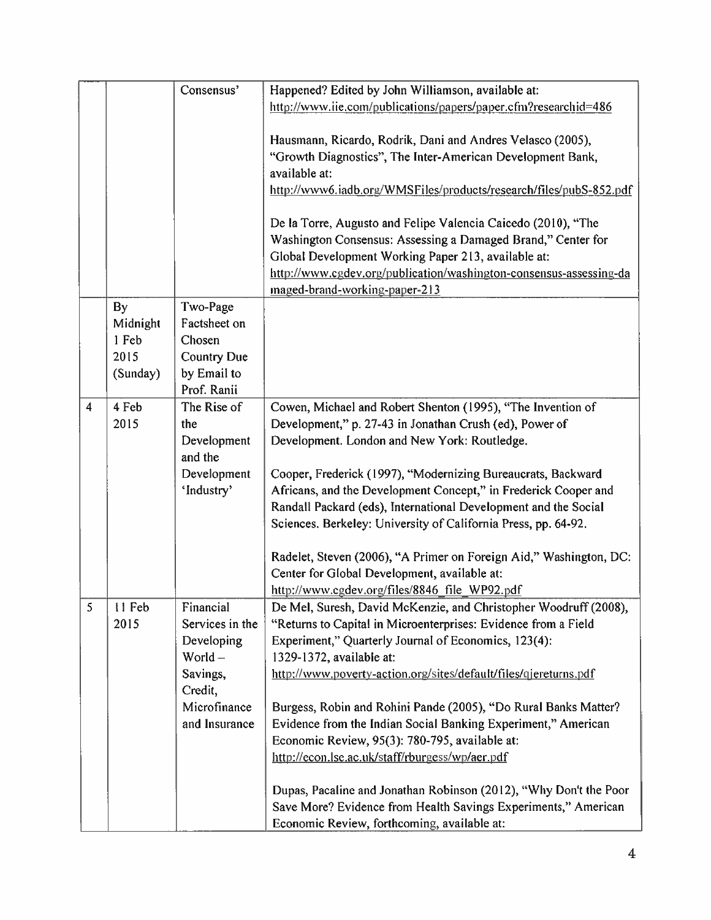| | | | |
|---|---|---|---|
| | | Consensus' | Happened? Edited by John Williamson, available at: http://www.iie.com/publications/papers/paper.cfm?researchid=486<br><br>Hausmann, Ricardo, Rodrik, Dani and Andres Velasco (2005), "Growth Diagnostics", The Inter-American Development Bank, available at: http://www6.iadb.org/WMSFiles/products/research/files/pubS-852.pdf<br><br>De la Torre, Augusto and Felipe Valencia Caicedo (2010), "The Washington Consensus: Assessing a Damaged Brand," Center for Global Development Working Paper 213, available at: http://www.cgdev.org/publication/washington-consensus-assessing-damaged-brand-working-paper-213 |
| | By Midnight 1 Feb 2015 (Sunday) | Two-Page Factsheet on Chosen Country Due by Email to Prof. Ranii | |
| 4 | 4 Feb 2015 | The Rise of the Development and the Development 'Industry' | Cowen, Michael and Robert Shenton (1995), "The Invention of Development," p. 27-43 in Jonathan Crush (ed), Power of Development. London and New York: Routledge.<br><br>Cooper, Frederick (1997), "Modernizing Bureaucrats, Backward Africans, and the Development Concept," in Frederick Cooper and Randall Packard (eds), International Development and the Social Sciences. Berkeley: University of California Press, pp. 64-92.<br><br>Radelet, Steven (2006), "A Primer on Foreign Aid," Washington, DC: Center for Global Development, available at: http://www.cgdev.org/files/8846_file_WP92.pdf |
| 5 | 11 Feb 2015 | Financial Services in the Developing World – Savings, Credit, Microfinance and Insurance | De Mel, Suresh, David McKenzie, and Christopher Woodruff (2008), "Returns to Capital in Microenterprises: Evidence from a Field Experiment," Quarterly Journal of Economics, 123(4): 1329-1372, available at: http://www.poverty-action.org/sites/default/files/qjereturns.pdf<br><br>Burgess, Robin and Rohini Pande (2005), "Do Rural Banks Matter? Evidence from the Indian Social Banking Experiment," American Economic Review, 95(3): 780-795, available at: http://econ.lse.ac.uk/staff/rburgess/wp/aer.pdf<br><br>Dupas, Pacaline and Jonathan Robinson (2012), "Why Don't the Poor Save More? Evidence from Health Savings Experiments," American Economic Review, forthcoming, available at: |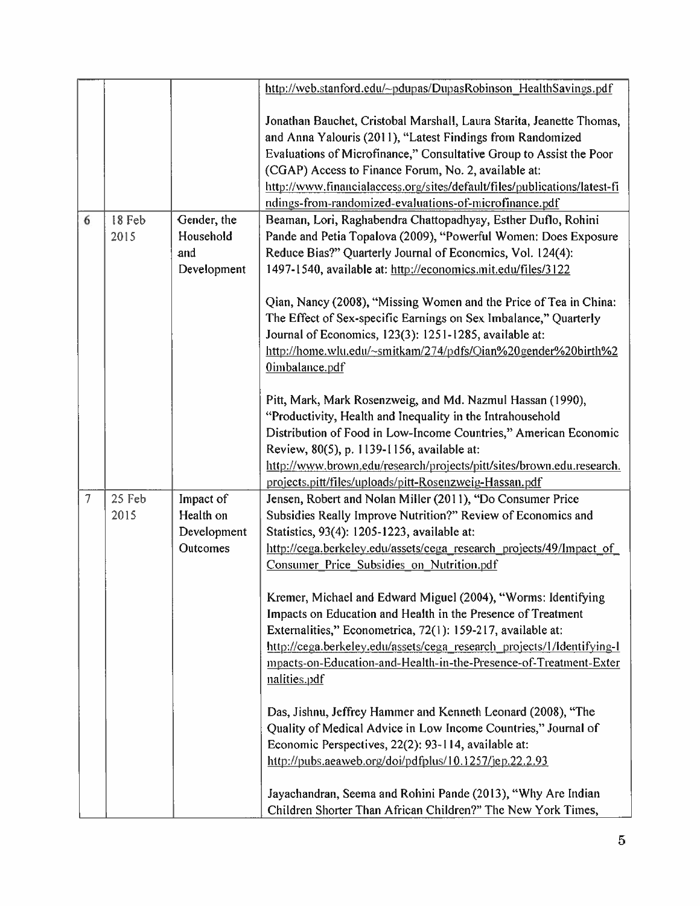| | | | |
|---|---|---|---|
| | | | http://web.stanford.edu/~pdupas/DupasRobinson_HealthSavings.pdf<br><br>Jonathan Bauchet, Cristobal Marshall, Laura Starita, Jeanette Thomas, and Anna Yalouris (2011), "Latest Findings from Randomized Evaluations of Microfinance," Consultative Group to Assist the Poor (CGAP) Access to Finance Forum, No. 2, available at: http://www.financialaccess.org/sites/default/files/publications/latest-findings-from-randomized-evaluations-of-microfinance.pdf |
| 6 | 18 Feb 2015 | Gender, the Household and Development | Beaman, Lori, Raghabendra Chattopadhyay, Esther Duflo, Rohini Pande and Petia Topalova (2009), "Powerful Women: Does Exposure Reduce Bias?" Quarterly Journal of Economics, Vol. 124(4): 1497-1540, available at: http://economics.mit.edu/files/3122<br><br>Qian, Nancy (2008), "Missing Women and the Price of Tea in China: The Effect of Sex-specific Earnings on Sex Imbalance," Quarterly Journal of Economics, 123(3): 1251-1285, available at: http://home.wlu.edu/~smitkam/274/pdfs/Qian%20gender%20birth%20imbalance.pdf<br><br>Pitt, Mark, Mark Rosenzweig, and Md. Nazmul Hassan (1990), "Productivity, Health and Inequality in the Intrahousehold Distribution of Food in Low-Income Countries," American Economic Review, 80(5), p. 1139-1156, available at: http://www.brown.edu/research/projects/pitt/sites/brown.edu.research.projects.pitt/files/uploads/pitt-Rosenzweig-Hassan.pdf |
| 7 | 25 Feb 2015 | Impact of Health on Development Outcomes | Jensen, Robert and Nolan Miller (2011), "Do Consumer Price Subsidies Really Improve Nutrition?" Review of Economics and Statistics, 93(4): 1205-1223, available at: http://cega.berkeley.edu/assets/cega_research_projects/49/Impact_of_Consumer_Price_Subsidies_on_Nutrition.pdf<br><br>Kremer, Michael and Edward Miguel (2004), "Worms: Identifying Impacts on Education and Health in the Presence of Treatment Externalities," Econometrica, 72(1): 159-217, available at: http://cega.berkeley.edu/assets/cega_research_projects/1/Identifying-Impacts-on-Education-and-Health-in-the-Presence-of-Treatment-Externalities.pdf<br><br>Das, Jishnu, Jeffrey Hammer and Kenneth Leonard (2008), "The Quality of Medical Advice in Low Income Countries," Journal of Economic Perspectives, 22(2): 93-114, available at: http://pubs.aeaweb.org/doi/pdfplus/10.1257/jep.22.2.93<br><br>Jayachandran, Seema and Rohini Pande (2013), "Why Are Indian Children Shorter Than African Children?" The New York Times, |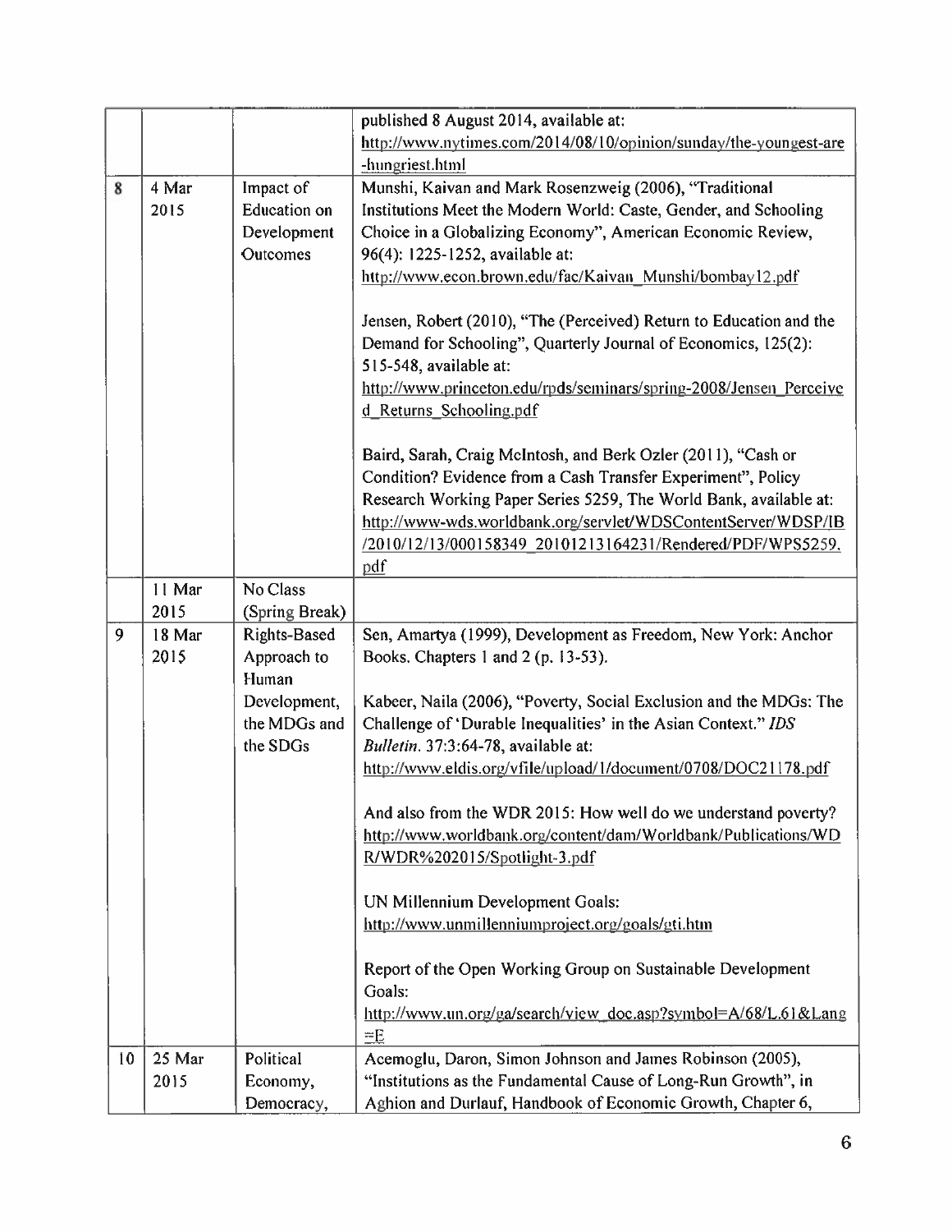| | | | |
|---|---|---|---|
| | | | published 8 August 2014, available at: http://www.nytimes.com/2014/08/10/opinion/sunday/the-youngest-are-hungriest.html |
| 8 | 4 Mar 2015 | Impact of Education on Development Outcomes | Munshi, Kaivan and Mark Rosenzweig (2006), "Traditional Institutions Meet the Modern World: Caste, Gender, and Schooling Choice in a Globalizing Economy", American Economic Review, 96(4): 1225-1252, available at: http://www.econ.brown.edu/fac/Kaivan_Munshi/bombay12.pdf<br><br>Jensen, Robert (2010), "The (Perceived) Return to Education and the Demand for Schooling", Quarterly Journal of Economics, 125(2): 515-548, available at: http://www.princeton.edu/rpds/seminars/spring-2008/Jensen_Perceived_Returns_Schooling.pdf<br><br>Baird, Sarah, Craig McIntosh, and Berk Ozler (2011), "Cash or Condition? Evidence from a Cash Transfer Experiment", Policy Research Working Paper Series 5259, The World Bank, available at: http://www-wds.worldbank.org/servlet/WDSContentServer/WDSP/IB/2010/12/13/000158349_20101213164231/Rendered/PDF/WPS5259.pdf |
| | 11 Mar 2015 | No Class (Spring Break) | |
| 9 | 18 Mar 2015 | Rights-Based Approach to Human Development, the MDGs and the SDGs | Sen, Amartya (1999), Development as Freedom, New York: Anchor Books. Chapters 1 and 2 (p. 13-53).<br><br>Kabeer, Naila (2006), "Poverty, Social Exclusion and the MDGs: The Challenge of 'Durable Inequalities' in the Asian Context." *IDS Bulletin*. 37:3:64-78, available at: http://www.eldis.org/vfile/upload/1/document/0708/DOC21178.pdf<br><br>And also from the WDR 2015: How well do we understand poverty? http://www.worldbank.org/content/dam/Worldbank/Publications/WDR/WDR%202015/Spotlight-3.pdf<br><br>UN Millennium Development Goals: http://www.unmillenniumproject.org/goals/gti.htm<br><br>Report of the Open Working Group on Sustainable Development Goals: http://www.un.org/ga/search/view_doc.asp?symbol=A/68/L.61&Lang=E |
| 10 | 25 Mar 2015 | Political Economy, Democracy, | Acemoglu, Daron, Simon Johnson and James Robinson (2005), "Institutions as the Fundamental Cause of Long-Run Growth", in Aghion and Durlauf, Handbook of Economic Growth, Chapter 6, |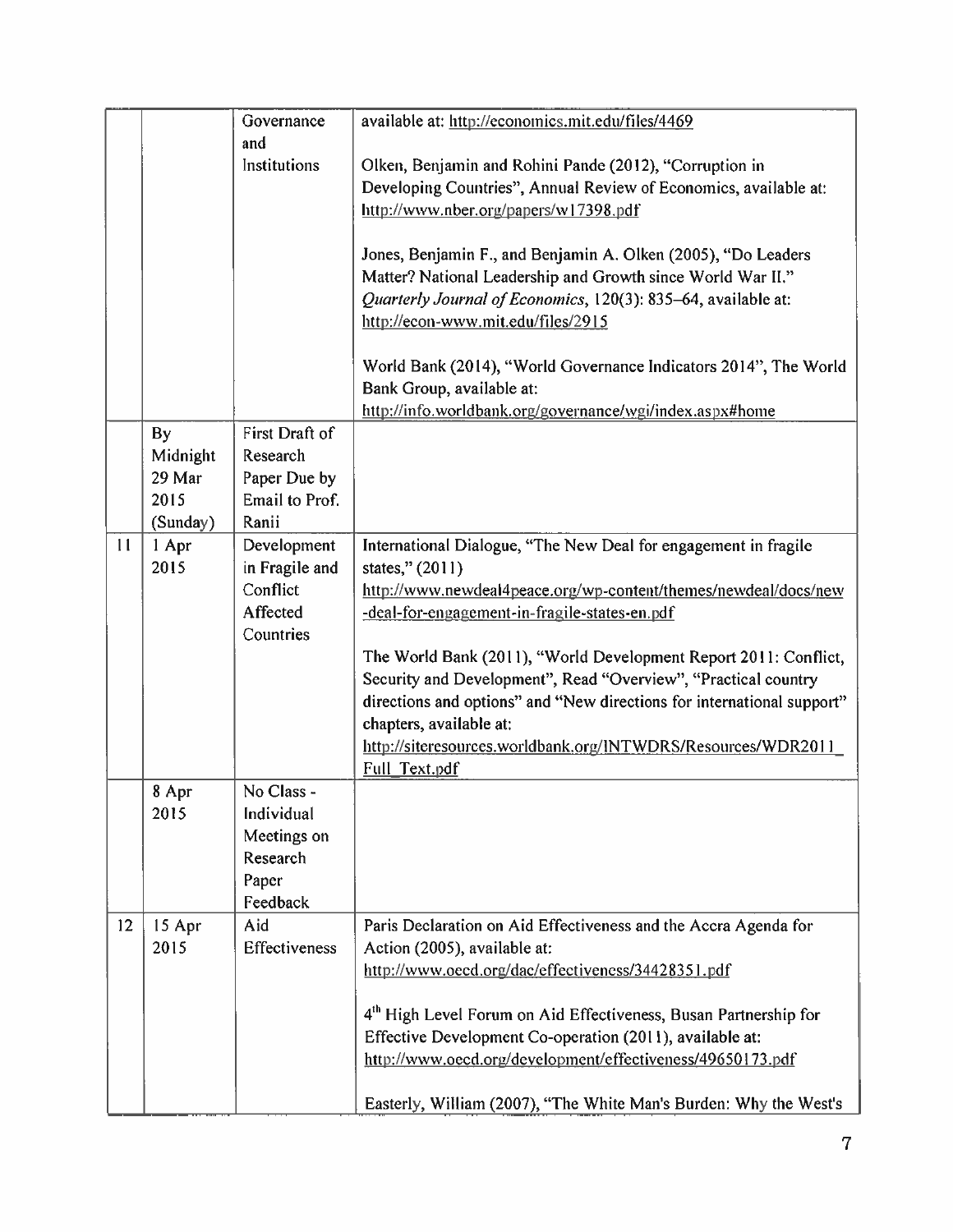| | | | |
|---|---|---|---|
| | | Governance and Institutions | available at: http://economics.mit.edu/files/4469<br><br>Olken, Benjamin and Rohini Pande (2012), "Corruption in Developing Countries", Annual Review of Economics, available at: http://www.nber.org/papers/w17398.pdf<br><br>Jones, Benjamin F., and Benjamin A. Olken (2005), "Do Leaders Matter? National Leadership and Growth since World War II." *Quarterly Journal of Economics*, 120(3): 835–64, available at: http://econ-www.mit.edu/files/2915<br><br>World Bank (2014), "World Governance Indicators 2014", The World Bank Group, available at: http://info.worldbank.org/governance/wgi/index.aspx#home |
| | By Midnight 29 Mar 2015 (Sunday) | First Draft of Research Paper Due by Email to Prof. Ranii | |
| 11 | 1 Apr 2015 | Development in Fragile and Conflict Affected Countries | International Dialogue, "The New Deal for engagement in fragile states," (2011) http://www.newdeal4peace.org/wp-content/themes/newdeal/docs/new-deal-for-engagement-in-fragile-states-en.pdf<br><br>The World Bank (2011), "World Development Report 2011: Conflict, Security and Development", Read "Overview", "Practical country directions and options" and "New directions for international support" chapters, available at: http://siteresources.worldbank.org/INTWDRS/Resources/WDR2011_Full_Text.pdf |
| | 8 Apr 2015 | No Class - Individual Meetings on Research Paper Feedback | |
| 12 | 15 Apr 2015 | Aid Effectiveness | Paris Declaration on Aid Effectiveness and the Accra Agenda for Action (2005), available at: http://www.oecd.org/dac/effectiveness/34428351.pdf<br><br>4th High Level Forum on Aid Effectiveness, Busan Partnership for Effective Development Co-operation (2011), available at: http://www.oecd.org/development/effectiveness/49650173.pdf<br><br>Easterly, William (2007), "The White Man's Burden: Why the West's |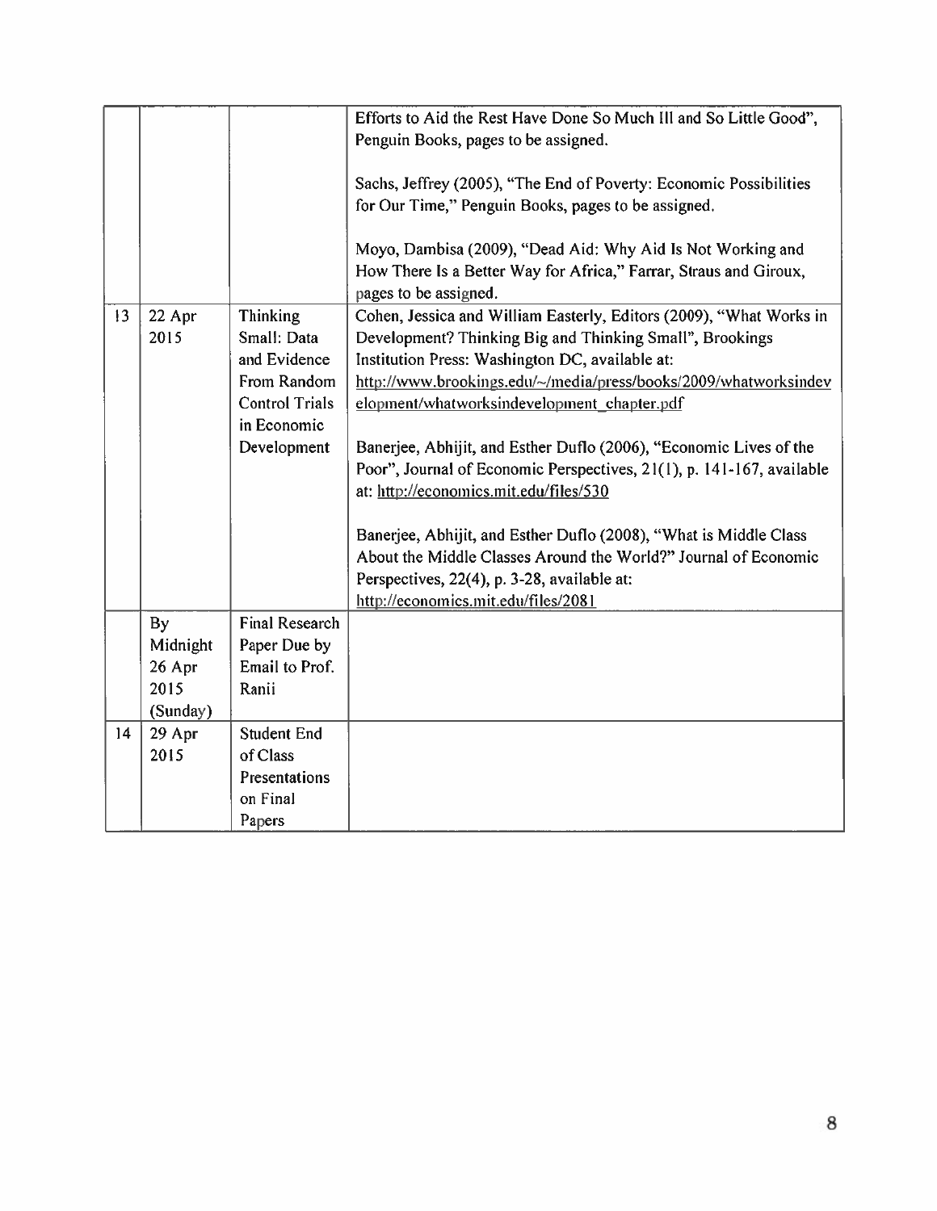| | | | |
|---|---|---|---|
| | | | Efforts to Aid the Rest Have Done So Much Ill and So Little Good", Penguin Books, pages to be assigned.<br><br>Sachs, Jeffrey (2005), "The End of Poverty: Economic Possibilities for Our Time," Penguin Books, pages to be assigned.<br><br>Moyo, Dambisa (2009), "Dead Aid: Why Aid Is Not Working and How There Is a Better Way for Africa," Farrar, Straus and Giroux, pages to be assigned. |
| 13 | 22 Apr 2015 | Thinking Small: Data and Evidence From Random Control Trials in Economic Development | Cohen, Jessica and William Easterly, Editors (2009), "What Works in Development? Thinking Big and Thinking Small", Brookings Institution Press: Washington DC, available at: http://www.brookings.edu/~/media/press/books/2009/whatworksindevelopment/whatworksindevelopment_chapter.pdf<br><br>Banerjee, Abhijit, and Esther Duflo (2006), "Economic Lives of the Poor", Journal of Economic Perspectives, 21(1), p. 141-167, available at: http://economics.mit.edu/files/530<br><br>Banerjee, Abhijit, and Esther Duflo (2008), "What is Middle Class About the Middle Classes Around the World?" Journal of Economic Perspectives, 22(4), p. 3-28, available at: http://economics.mit.edu/files/2081 |
| | By Midnight 26 Apr 2015 (Sunday) | Final Research Paper Due by Email to Prof. Ranii | |
| 14 | 29 Apr 2015 | Student End of Class Presentations on Final Papers | |